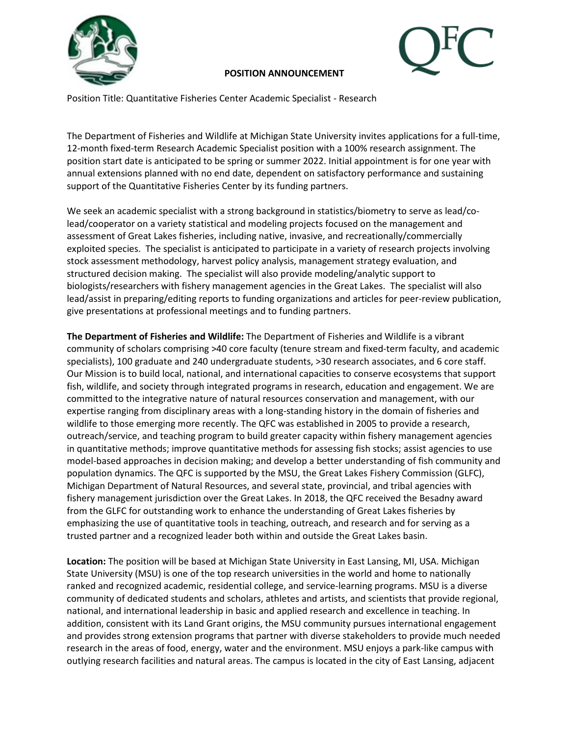**POSITION ANNOUNCEMENT**

Position Title: Quantitative Fisheries Center Academic Specialist - Research

The Department of Fisheries and Wildlife at Michigan State University invites applications for a full-time, 12-month fixed-term Research Academic Specialist position with a 100% research assignment. The position start date is anticipated to be spring or summer 2022. Initial appointment is for one year with annual extensions planned with no end date, dependent on satisfactory performance and sustaining support of the Quantitative Fisheries Center by its funding partners.

We seek an academic specialist with a strong background in statistics/biometry to serve as lead/co-lead/cooperator on a variety statistical and modeling projects focused on the management and assessment of Great Lakes fisheries, including native, invasive, and recreationally/commercially exploited species. The specialist is anticipated to participate in a variety of research projects involving stock assessment methodology, harvest policy analysis, management strategy evaluation, and structured decision making. The specialist will also provide modeling/analytic support to biologists/researchers with fishery management agencies in the Great Lakes. The specialist will also lead/assist in preparing/editing reports to funding organizations and articles for peer-review publication, give presentations at professional meetings and to funding partners.

**The Department of Fisheries and Wildlife:** The Department of Fisheries and Wildlife is a vibrant community of scholars comprising >40 core faculty (tenure stream and fixed-term faculty, and academic specialists), 100 graduate and 240 undergraduate students, >30 research associates, and 6 core staff. Our Mission is to build local, national, and international capacities to conserve ecosystems that support fish, wildlife, and society through integrated programs in research, education and engagement. We are committed to the integrative nature of natural resources conservation and management, with our expertise ranging from disciplinary areas with a long-standing history in the domain of fisheries and wildlife to those emerging more recently. The QFC was established in 2005 to provide a research, outreach/service, and teaching program to build greater capacity within fishery management agencies in quantitative methods; improve quantitative methods for assessing fish stocks; assist agencies to use model-based approaches in decision making; and develop a better understanding of fish community and population dynamics. The QFC is supported by the MSU, the Great Lakes Fishery Commission (GLFC), Michigan Department of Natural Resources, and several state, provincial, and tribal agencies with fishery management jurisdiction over the Great Lakes. In 2018, the QFC received the Besadny award from the GLFC for outstanding work to enhance the understanding of Great Lakes fisheries by emphasizing the use of quantitative tools in teaching, outreach, and research and for serving as a trusted partner and a recognized leader both within and outside the Great Lakes basin.

**Location:** The position will be based at Michigan State University in East Lansing, MI, USA. Michigan State University (MSU) is one of the top research universities in the world and home to nationally ranked and recognized academic, residential college, and service-learning programs. MSU is a diverse community of dedicated students and scholars, athletes and artists, and scientists that provide regional, national, and international leadership in basic and applied research and excellence in teaching. In addition, consistent with its Land Grant origins, the MSU community pursues international engagement and provides strong extension programs that partner with diverse stakeholders to provide much needed research in the areas of food, energy, water and the environment. MSU enjoys a park-like campus with outlying research facilities and natural areas. The campus is located in the city of East Lansing, adjacent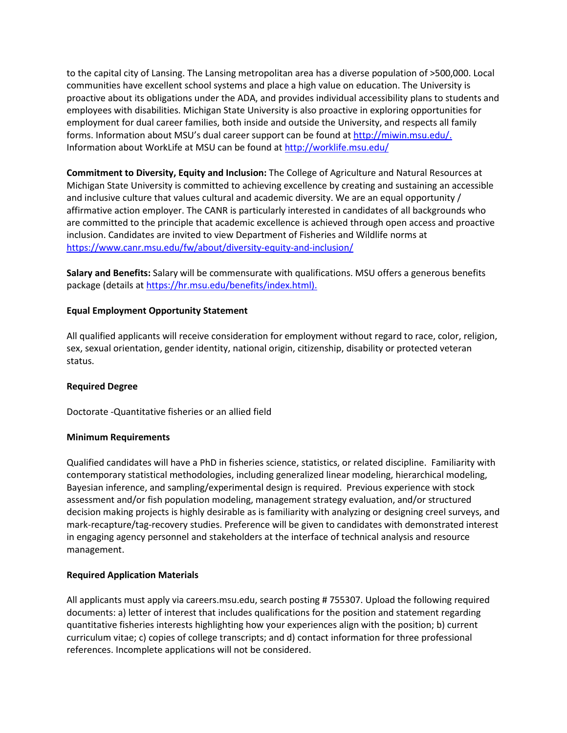to the capital city of Lansing. The Lansing metropolitan area has a diverse population of >500,000. Local communities have excellent school systems and place a high value on education. The University is proactive about its obligations under the ADA, and provides individual accessibility plans to students and employees with disabilities. Michigan State University is also proactive in exploring opportunities for employment for dual career families, both inside and outside the University, and respects all family forms. Information about MSU's dual career support can be found at http://miwin.msu.edu/. Information about WorkLife at MSU can be found at http://worklife.msu.edu/

**Commitment to Diversity, Equity and Inclusion:** The College of Agriculture and Natural Resources at Michigan State University is committed to achieving excellence by creating and sustaining an accessible and inclusive culture that values cultural and academic diversity. We are an equal opportunity / affirmative action employer. The CANR is particularly interested in candidates of all backgrounds who are committed to the principle that academic excellence is achieved through open access and proactive inclusion. Candidates are invited to view Department of Fisheries and Wildlife norms at https://www.canr.msu.edu/fw/about/diversity-equity-and-inclusion/

**Salary and Benefits:** Salary will be commensurate with qualifications. MSU offers a generous benefits package (details at https://hr.msu.edu/benefits/index.html).

**Equal Employment Opportunity Statement**

All qualified applicants will receive consideration for employment without regard to race, color, religion, sex, sexual orientation, gender identity, national origin, citizenship, disability or protected veteran status.

**Required Degree**

Doctorate -Quantitative fisheries or an allied field

**Minimum Requirements**

Qualified candidates will have a PhD in fisheries science, statistics, or related discipline. Familiarity with contemporary statistical methodologies, including generalized linear modeling, hierarchical modeling, Bayesian inference, and sampling/experimental design is required. Previous experience with stock assessment and/or fish population modeling, management strategy evaluation, and/or structured decision making projects is highly desirable as is familiarity with analyzing or designing creel surveys, and mark-recapture/tag-recovery studies. Preference will be given to candidates with demonstrated interest in engaging agency personnel and stakeholders at the interface of technical analysis and resource management.

**Required Application Materials**

All applicants must apply via careers.msu.edu, search posting # 755307. Upload the following required documents: a) letter of interest that includes qualifications for the position and statement regarding quantitative fisheries interests highlighting how your experiences align with the position; b) current curriculum vitae; c) copies of college transcripts; and d) contact information for three professional references. Incomplete applications will not be considered.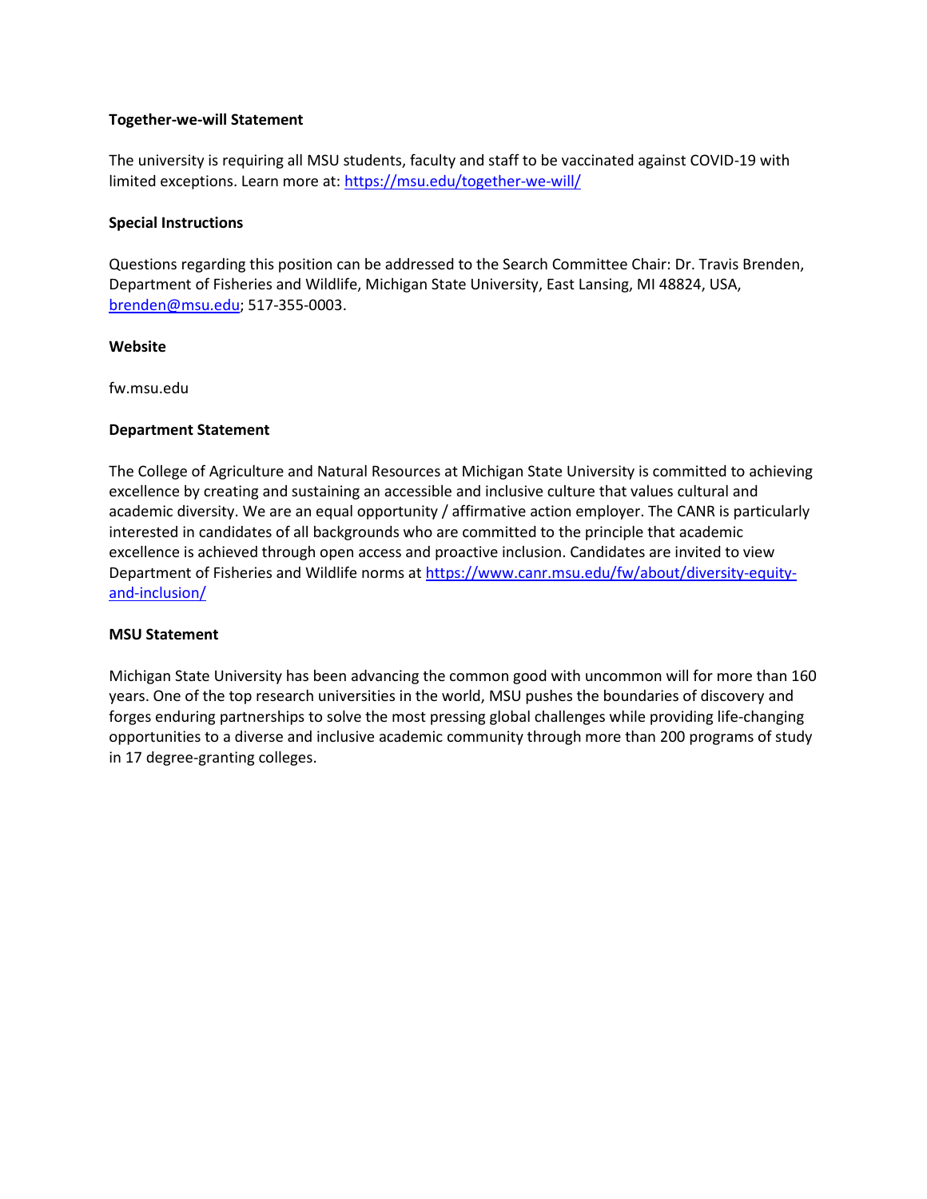**Together-we-will Statement**

The university is requiring all MSU students, faculty and staff to be vaccinated against COVID-19 with limited exceptions. Learn more at: https://msu.edu/together-we-will/

**Special Instructions**

Questions regarding this position can be addressed to the Search Committee Chair: Dr. Travis Brenden, Department of Fisheries and Wildlife, Michigan State University, East Lansing, MI 48824, USA, brenden@msu.edu; 517-355-0003.

**Website**

fw.msu.edu

**Department Statement**

The College of Agriculture and Natural Resources at Michigan State University is committed to achieving excellence by creating and sustaining an accessible and inclusive culture that values cultural and academic diversity. We are an equal opportunity / affirmative action employer. The CANR is particularly interested in candidates of all backgrounds who are committed to the principle that academic excellence is achieved through open access and proactive inclusion. Candidates are invited to view Department of Fisheries and Wildlife norms at https://www.canr.msu.edu/fw/about/diversity-equity-and-inclusion/

**MSU Statement**

Michigan State University has been advancing the common good with uncommon will for more than 160 years. One of the top research universities in the world, MSU pushes the boundaries of discovery and forges enduring partnerships to solve the most pressing global challenges while providing life-changing opportunities to a diverse and inclusive academic community through more than 200 programs of study in 17 degree-granting colleges.